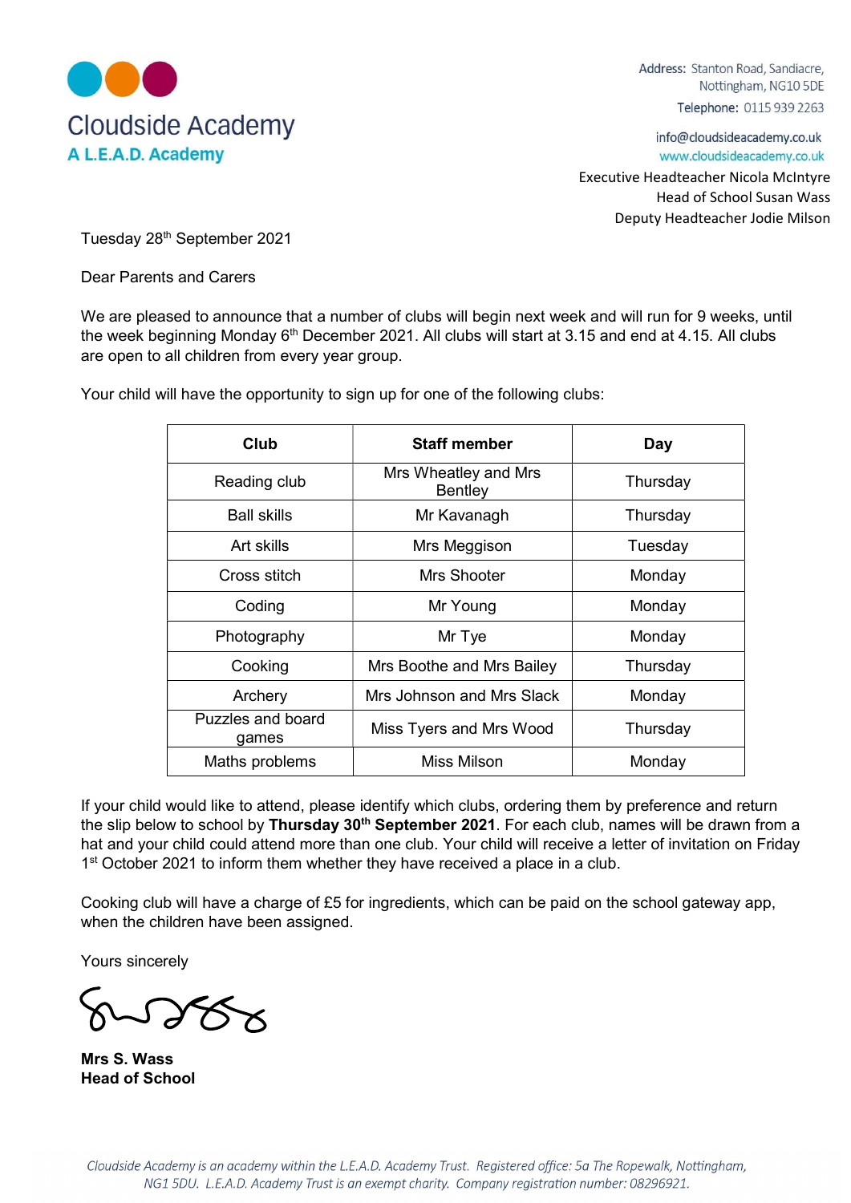# Cloudside Academy

**A L.E.A.D. Academy**

Address: Stanton Road, Sandiacre, Nottingham, NG10 5DE
Telephone: 0115 939 2263

info@cloudsideacademy.co.uk
www.cloudsideacademy.co.uk

Executive Headteacher Nicola McIntyre
Head of School Susan Wass
Deputy Headteacher Jodie Milson

Tuesday 28th September 2021

Dear Parents and Carers

We are pleased to announce that a number of clubs will begin next week and will run for 9 weeks, until the week beginning Monday 6th December 2021. All clubs will start at 3.15 and end at 4.15. All clubs are open to all children from every year group.

Your child will have the opportunity to sign up for one of the following clubs:

| Club | Staff member | Day |
|---|---|---|
| Reading club | Mrs Wheatley and Mrs Bentley | Thursday |
| Ball skills | Mr Kavanagh | Thursday |
| Art skills | Mrs Meggison | Tuesday |
| Cross stitch | Mrs Shooter | Monday |
| Coding | Mr Young | Monday |
| Photography | Mr Tye | Monday |
| Cooking | Mrs Boothe and Mrs Bailey | Thursday |
| Archery | Mrs Johnson and Mrs Slack | Monday |
| Puzzles and board games | Miss Tyers and Mrs Wood | Thursday |
| Maths problems | Miss Milson | Monday |

If your child would like to attend, please identify which clubs, ordering them by preference and return the slip below to school by **Thursday 30th September 2021**. For each club, names will be drawn from a hat and your child could attend more than one club. Your child will receive a letter of invitation on Friday 1st October 2021 to inform them whether they have received a place in a club.

Cooking club will have a charge of £5 for ingredients, which can be paid on the school gateway app, when the children have been assigned.

Yours sincerely

**Mrs S. Wass**
**Head of School**

*Cloudside Academy is an academy within the L.E.A.D. Academy Trust. Registered office: 5a The Ropewalk, Nottingham, NG1 5DU. L.E.A.D. Academy Trust is an exempt charity. Company registration number: 08296921.*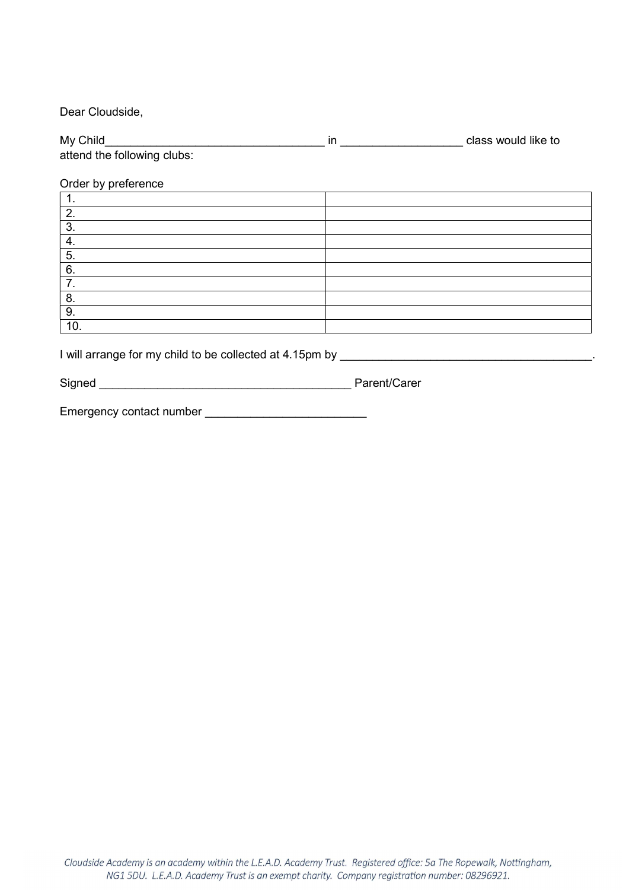Dear Cloudside,

My Child___________________________________ in ___________________ class would like to attend the following clubs:

Order by preference

| | |
|---|---|
| 1. | |
| 2. | |
| 3. | |
| 4. | |
| 5. | |
| 6. | |
| 7. | |
| 8. | |
| 9. | |
| 10. | |

I will arrange for my child to be collected at 4.15pm by ________________________________________.

Signed _______________________________________ Parent/Carer

Emergency contact number _________________________

*Cloudside Academy is an academy within the L.E.A.D. Academy Trust. Registered office: 5a The Ropewalk, Nottingham, NG1 5DU. L.E.A.D. Academy Trust is an exempt charity. Company registration number: 08296921.*